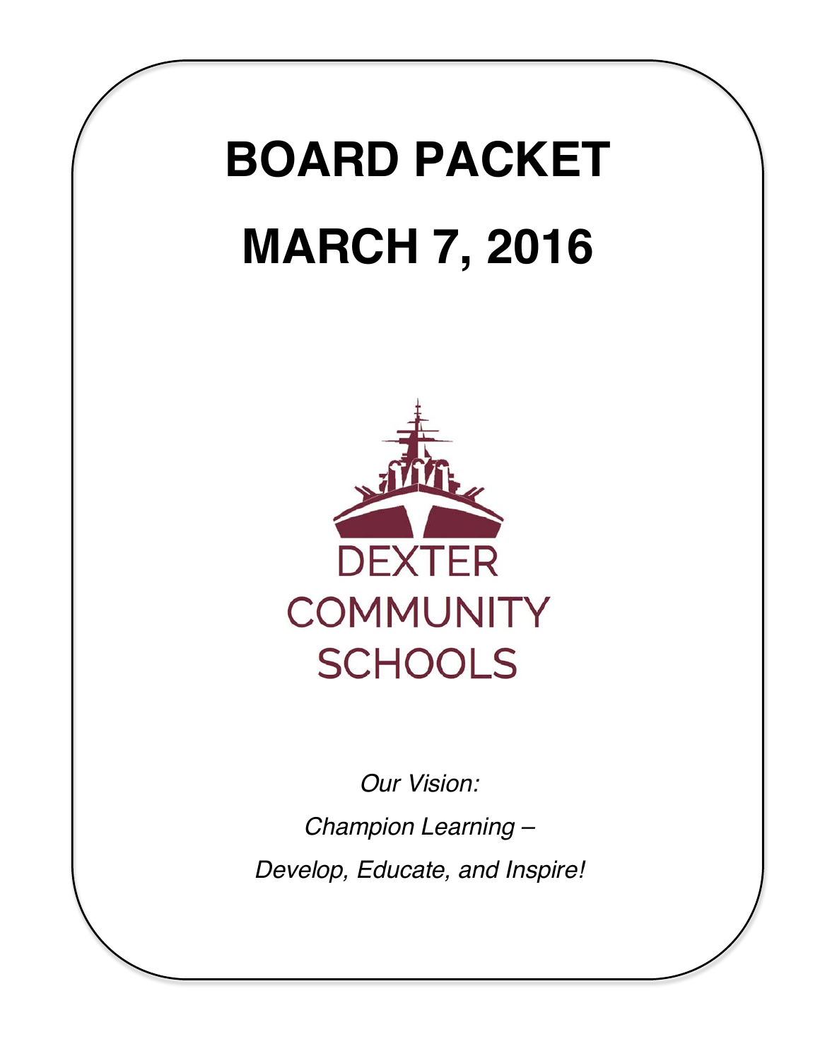# BOARD PACKET

# MARCH 7, 2016

DEXTER
COMMUNITY
SCHOOLS

*Our Vision:*

*Champion Learning –*

*Develop, Educate, and Inspire!*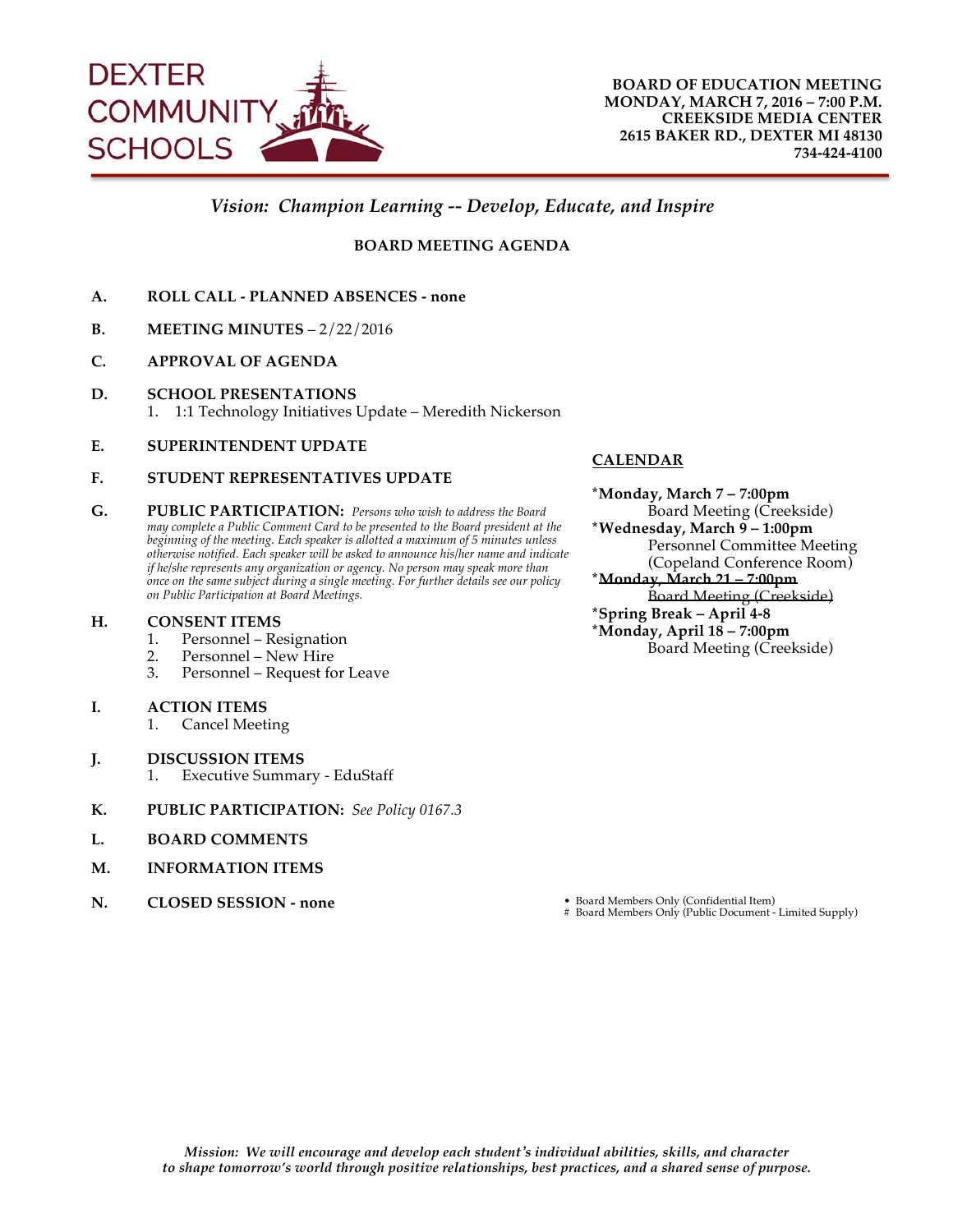DEXTER COMMUNITY SCHOOLS

**BOARD OF EDUCATION MEETING**
**MONDAY, MARCH 7, 2016 – 7:00 P.M.**
**CREEKSIDE MEDIA CENTER**
**2615 BAKER RD., DEXTER MI 48130**
**734-424-4100**

*Vision: Champion Learning -- Develop, Educate, and Inspire*

## BOARD MEETING AGENDA

**A. ROLL CALL - PLANNED ABSENCES - none**

**B. MEETING MINUTES** – 2/22/2016

**C. APPROVAL OF AGENDA**

**D. SCHOOL PRESENTATIONS**
1. 1:1 Technology Initiatives Update – Meredith Nickerson

**E. SUPERINTENDENT UPDATE**

**F. STUDENT REPRESENTATIVES UPDATE**

**G. PUBLIC PARTICIPATION:** *Persons who wish to address the Board may complete a Public Comment Card to be presented to the Board president at the beginning of the meeting. Each speaker is allotted a maximum of 5 minutes unless otherwise notified. Each speaker will be asked to announce his/her name and indicate if he/she represents any organization or agency. No person may speak more than once on the same subject during a single meeting. For further details see our policy on Public Participation at Board Meetings.*

**H. CONSENT ITEMS**
1. Personnel – Resignation
2. Personnel – New Hire
3. Personnel – Request for Leave

**I. ACTION ITEMS**
1. Cancel Meeting

**J. DISCUSSION ITEMS**
1. Executive Summary - EduStaff

**K. PUBLIC PARTICIPATION:** *See Policy 0167.3*

**L. BOARD COMMENTS**

**M. INFORMATION ITEMS**

**N. CLOSED SESSION - none**

**CALENDAR**

*__Monday, March 7 – 7:00pm__*
Board Meeting (Creekside)

*__Wednesday, March 9 – 1:00pm__*
Personnel Committee Meeting (Copeland Conference Room)

*~~**Monday, March 21 – 7:00pm**~~*
~~Board Meeting (Creekside)~~

*__Spring Break – April 4-8__*

*__Monday, April 18 – 7:00pm__*
Board Meeting (Creekside)

- Board Members Only (Confidential Item)

\# Board Members Only (Public Document - Limited Supply)

*Mission: We will encourage and develop each student's individual abilities, skills, and character to shape tomorrow's world through positive relationships, best practices, and a shared sense of purpose.*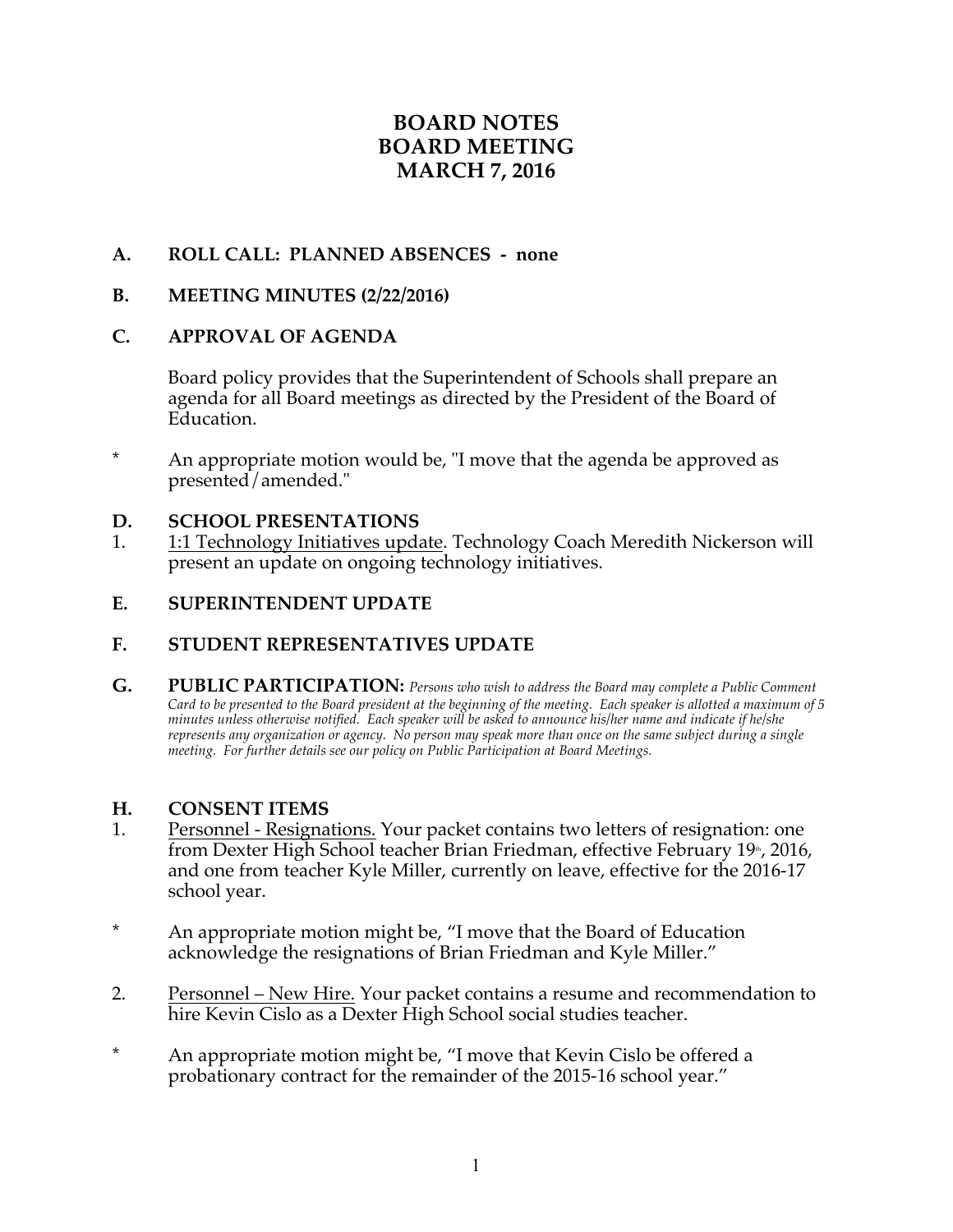# BOARD NOTES
# BOARD MEETING
# MARCH 7, 2016

## A. ROLL CALL: PLANNED ABSENCES - none

## B. MEETING MINUTES (2/22/2016)

## C. APPROVAL OF AGENDA

Board policy provides that the Superintendent of Schools shall prepare an agenda for all Board meetings as directed by the President of the Board of Education.

\* An appropriate motion would be, "I move that the agenda be approved as presented/amended."

## D. SCHOOL PRESENTATIONS

1. 1:1 Technology Initiatives update. Technology Coach Meredith Nickerson will present an update on ongoing technology initiatives.

## E. SUPERINTENDENT UPDATE

## F. STUDENT REPRESENTATIVES UPDATE

## G. PUBLIC PARTICIPATION:

*Persons who wish to address the Board may complete a Public Comment Card to be presented to the Board president at the beginning of the meeting. Each speaker is allotted a maximum of 5 minutes unless otherwise notified. Each speaker will be asked to announce his/her name and indicate if he/she represents any organization or agency. No person may speak more than once on the same subject during a single meeting. For further details see our policy on Public Participation at Board Meetings.*

## H. CONSENT ITEMS

1. Personnel - Resignations. Your packet contains two letters of resignation: one from Dexter High School teacher Brian Friedman, effective February 19th, 2016, and one from teacher Kyle Miller, currently on leave, effective for the 2016-17 school year.

\* An appropriate motion might be, "I move that the Board of Education acknowledge the resignations of Brian Friedman and Kyle Miller."

2. Personnel – New Hire. Your packet contains a resume and recommendation to hire Kevin Cislo as a Dexter High School social studies teacher.

\* An appropriate motion might be, "I move that Kevin Cislo be offered a probationary contract for the remainder of the 2015-16 school year."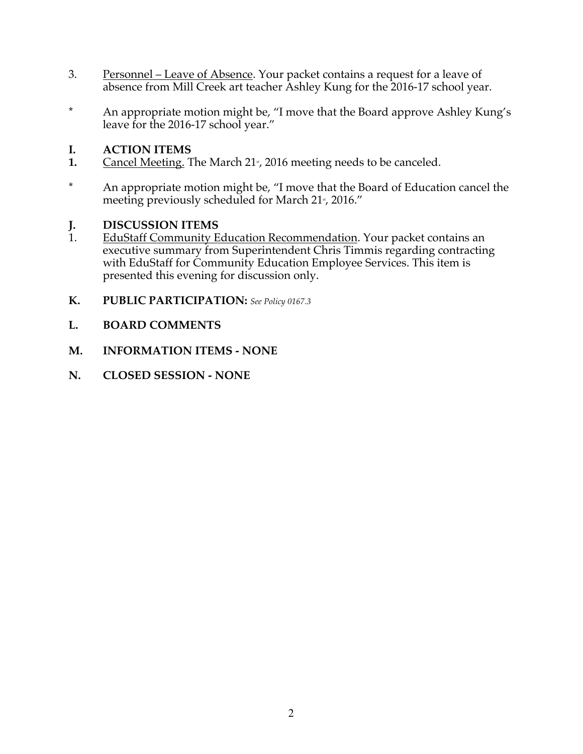3. Personnel – Leave of Absence. Your packet contains a request for a leave of absence from Mill Creek art teacher Ashley Kung for the 2016-17 school year.

* An appropriate motion might be, "I move that the Board approve Ashley Kung's leave for the 2016-17 school year."

## I. ACTION ITEMS

**1.** Cancel Meeting. The March 21st, 2016 meeting needs to be canceled.

* An appropriate motion might be, "I move that the Board of Education cancel the meeting previously scheduled for March 21st, 2016."

## J. DISCUSSION ITEMS

1. EduStaff Community Education Recommendation. Your packet contains an executive summary from Superintendent Chris Timmis regarding contracting with EduStaff for Community Education Employee Services. This item is presented this evening for discussion only.

## K. PUBLIC PARTICIPATION: *See Policy 0167.3*

## L. BOARD COMMENTS

## M. INFORMATION ITEMS - NONE

## N. CLOSED SESSION - NONE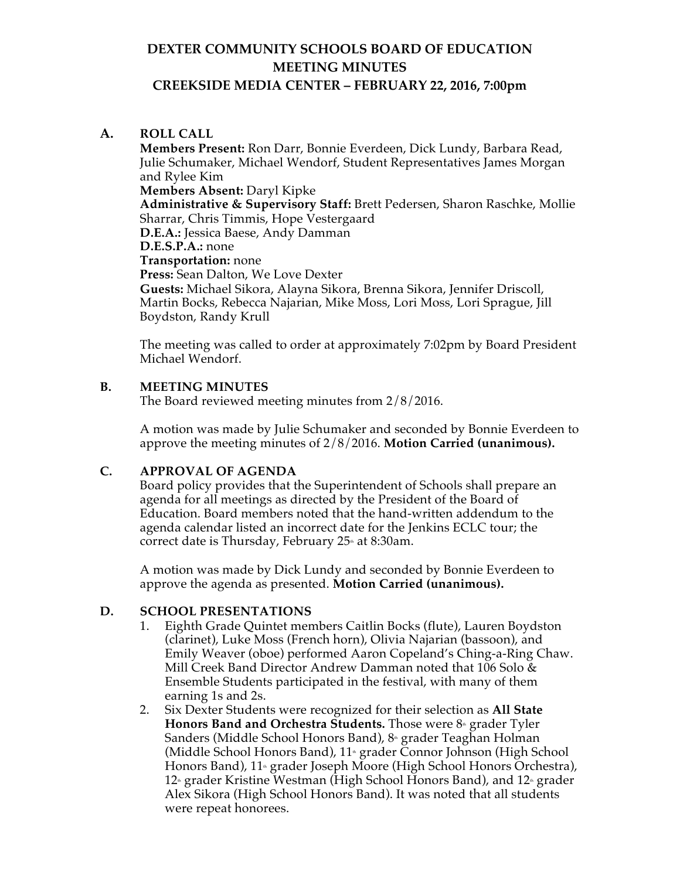# DEXTER COMMUNITY SCHOOLS BOARD OF EDUCATION
# MEETING MINUTES
# CREEKSIDE MEDIA CENTER – FEBRUARY 22, 2016, 7:00pm

## A. ROLL CALL

**Members Present:** Ron Darr, Bonnie Everdeen, Dick Lundy, Barbara Read, Julie Schumaker, Michael Wendorf, Student Representatives James Morgan and Rylee Kim
**Members Absent:** Daryl Kipke
**Administrative & Supervisory Staff:** Brett Pedersen, Sharon Raschke, Mollie Sharrar, Chris Timmis, Hope Vestergaard
**D.E.A.:** Jessica Baese, Andy Damman
**D.E.S.P.A.:** none
**Transportation:** none
**Press:** Sean Dalton, We Love Dexter
**Guests:** Michael Sikora, Alayna Sikora, Brenna Sikora, Jennifer Driscoll, Martin Bocks, Rebecca Najarian, Mike Moss, Lori Moss, Lori Sprague, Jill Boydston, Randy Krull

The meeting was called to order at approximately 7:02pm by Board President Michael Wendorf.

## B. MEETING MINUTES

The Board reviewed meeting minutes from 2/8/2016.

A motion was made by Julie Schumaker and seconded by Bonnie Everdeen to approve the meeting minutes of 2/8/2016. **Motion Carried (unanimous).**

## C. APPROVAL OF AGENDA

Board policy provides that the Superintendent of Schools shall prepare an agenda for all meetings as directed by the President of the Board of Education. Board members noted that the hand-written addendum to the agenda calendar listed an incorrect date for the Jenkins ECLC tour; the correct date is Thursday, February 25th at 8:30am.

A motion was made by Dick Lundy and seconded by Bonnie Everdeen to approve the agenda as presented. **Motion Carried (unanimous).**

## D. SCHOOL PRESENTATIONS

1. Eighth Grade Quintet members Caitlin Bocks (flute), Lauren Boydston (clarinet), Luke Moss (French horn), Olivia Najarian (bassoon), and Emily Weaver (oboe) performed Aaron Copeland's Ching-a-Ring Chaw. Mill Creek Band Director Andrew Damman noted that 106 Solo & Ensemble Students participated in the festival, with many of them earning 1s and 2s.
2. Six Dexter Students were recognized for their selection as **All State Honors Band and Orchestra Students.** Those were 8th grader Tyler Sanders (Middle School Honors Band), 8th grader Teaghan Holman (Middle School Honors Band), 11th grader Connor Johnson (High School Honors Band), 11th grader Joseph Moore (High School Honors Orchestra), 12th grader Kristine Westman (High School Honors Band), and 12th grader Alex Sikora (High School Honors Band). It was noted that all students were repeat honorees.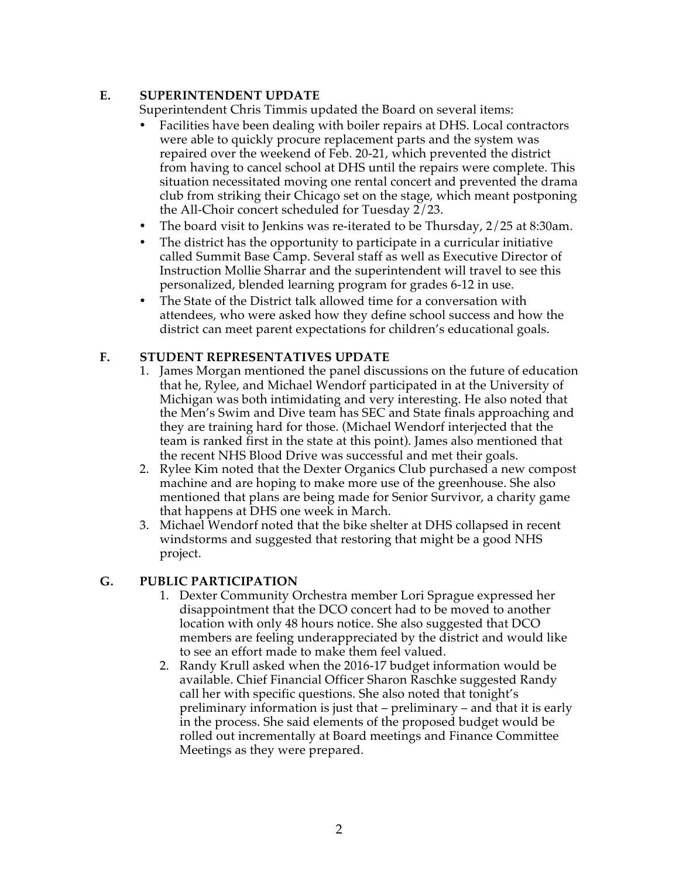## E. SUPERINTENDENT UPDATE

Superintendent Chris Timmis updated the Board on several items:

- Facilities have been dealing with boiler repairs at DHS. Local contractors were able to quickly procure replacement parts and the system was repaired over the weekend of Feb. 20-21, which prevented the district from having to cancel school at DHS until the repairs were complete. This situation necessitated moving one rental concert and prevented the drama club from striking their Chicago set on the stage, which meant postponing the All-Choir concert scheduled for Tuesday 2/23.
- The board visit to Jenkins was re-iterated to be Thursday, 2/25 at 8:30am.
- The district has the opportunity to participate in a curricular initiative called Summit Base Camp. Several staff as well as Executive Director of Instruction Mollie Sharrar and the superintendent will travel to see this personalized, blended learning program for grades 6-12 in use.
- The State of the District talk allowed time for a conversation with attendees, who were asked how they define school success and how the district can meet parent expectations for children's educational goals.

## F. STUDENT REPRESENTATIVES UPDATE

1. James Morgan mentioned the panel discussions on the future of education that he, Rylee, and Michael Wendorf participated in at the University of Michigan was both intimidating and very interesting. He also noted that the Men's Swim and Dive team has SEC and State finals approaching and they are training hard for those. (Michael Wendorf interjected that the team is ranked first in the state at this point). James also mentioned that the recent NHS Blood Drive was successful and met their goals.
2. Rylee Kim noted that the Dexter Organics Club purchased a new compost machine and are hoping to make more use of the greenhouse. She also mentioned that plans are being made for Senior Survivor, a charity game that happens at DHS one week in March.
3. Michael Wendorf noted that the bike shelter at DHS collapsed in recent windstorms and suggested that restoring that might be a good NHS project.

## G. PUBLIC PARTICIPATION

1. Dexter Community Orchestra member Lori Sprague expressed her disappointment that the DCO concert had to be moved to another location with only 48 hours notice. She also suggested that DCO members are feeling underappreciated by the district and would like to see an effort made to make them feel valued.
2. Randy Krull asked when the 2016-17 budget information would be available. Chief Financial Officer Sharon Raschke suggested Randy call her with specific questions. She also noted that tonight's preliminary information is just that – preliminary – and that it is early in the process. She said elements of the proposed budget would be rolled out incrementally at Board meetings and Finance Committee Meetings as they were prepared.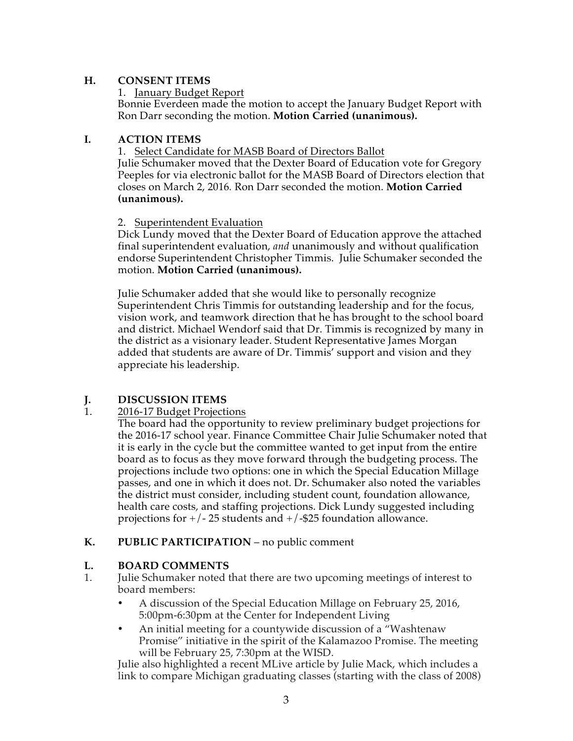## H. CONSENT ITEMS

1. January Budget Report

Bonnie Everdeen made the motion to accept the January Budget Report with Ron Darr seconding the motion. **Motion Carried (unanimous).**

## I. ACTION ITEMS

1. Select Candidate for MASB Board of Directors Ballot

Julie Schumaker moved that the Dexter Board of Education vote for Gregory Peeples for via electronic ballot for the MASB Board of Directors election that closes on March 2, 2016. Ron Darr seconded the motion. **Motion Carried (unanimous).**

2. Superintendent Evaluation

Dick Lundy moved that the Dexter Board of Education approve the attached final superintendent evaluation, *and* unanimously and without qualification endorse Superintendent Christopher Timmis. Julie Schumaker seconded the motion. **Motion Carried (unanimous).**

Julie Schumaker added that she would like to personally recognize Superintendent Chris Timmis for outstanding leadership and for the focus, vision work, and teamwork direction that he has brought to the school board and district. Michael Wendorf said that Dr. Timmis is recognized by many in the district as a visionary leader. Student Representative James Morgan added that students are aware of Dr. Timmis' support and vision and they appreciate his leadership.

## J. DISCUSSION ITEMS

1. 2016-17 Budget Projections

The board had the opportunity to review preliminary budget projections for the 2016-17 school year. Finance Committee Chair Julie Schumaker noted that it is early in the cycle but the committee wanted to get input from the entire board as to focus as they move forward through the budgeting process. The projections include two options: one in which the Special Education Millage passes, and one in which it does not. Dr. Schumaker also noted the variables the district must consider, including student count, foundation allowance, health care costs, and staffing projections. Dick Lundy suggested including projections for +/- 25 students and +/-$25 foundation allowance.

## K. PUBLIC PARTICIPATION – no public comment

## L. BOARD COMMENTS

1. Julie Schumaker noted that there are two upcoming meetings of interest to board members:
   - A discussion of the Special Education Millage on February 25, 2016, 5:00pm-6:30pm at the Center for Independent Living
   - An initial meeting for a countywide discussion of a "Washtenaw Promise" initiative in the spirit of the Kalamazoo Promise. The meeting will be February 25, 7:30pm at the WISD.

   Julie also highlighted a recent MLive article by Julie Mack, which includes a link to compare Michigan graduating classes (starting with the class of 2008)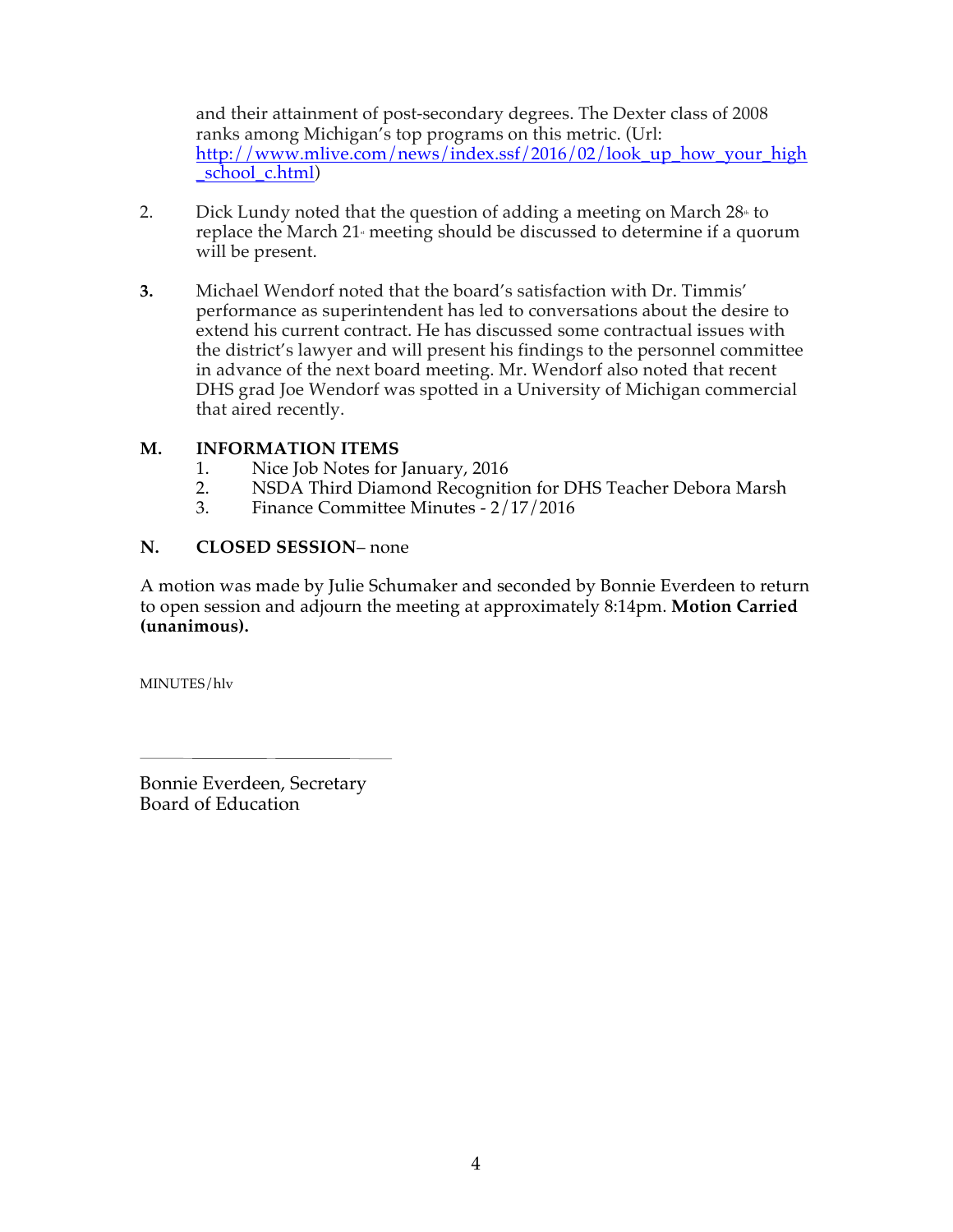and their attainment of post-secondary degrees. The Dexter class of 2008 ranks among Michigan's top programs on this metric. (Url: http://www.mlive.com/news/index.ssf/2016/02/look_up_how_your_high_school_c.html)

2. Dick Lundy noted that the question of adding a meeting on March 28th to replace the March 21st meeting should be discussed to determine if a quorum will be present.

**3.** Michael Wendorf noted that the board's satisfaction with Dr. Timmis' performance as superintendent has led to conversations about the desire to extend his current contract. He has discussed some contractual issues with the district's lawyer and will present his findings to the personnel committee in advance of the next board meeting. Mr. Wendorf also noted that recent DHS grad Joe Wendorf was spotted in a University of Michigan commercial that aired recently.

**M. INFORMATION ITEMS**

1. Nice Job Notes for January, 2016
2. NSDA Third Diamond Recognition for DHS Teacher Debora Marsh
3. Finance Committee Minutes - 2/17/2016

**N. CLOSED SESSION**– none

A motion was made by Julie Schumaker and seconded by Bonnie Everdeen to return to open session and adjourn the meeting at approximately 8:14pm. **Motion Carried (unanimous).**

MINUTES/hlv

\_\_\_\_\_\_\_\_\_\_\_\_\_\_\_\_\_\_\_\_\_\_\_\_\_\_\_\_

Bonnie Everdeen, Secretary
Board of Education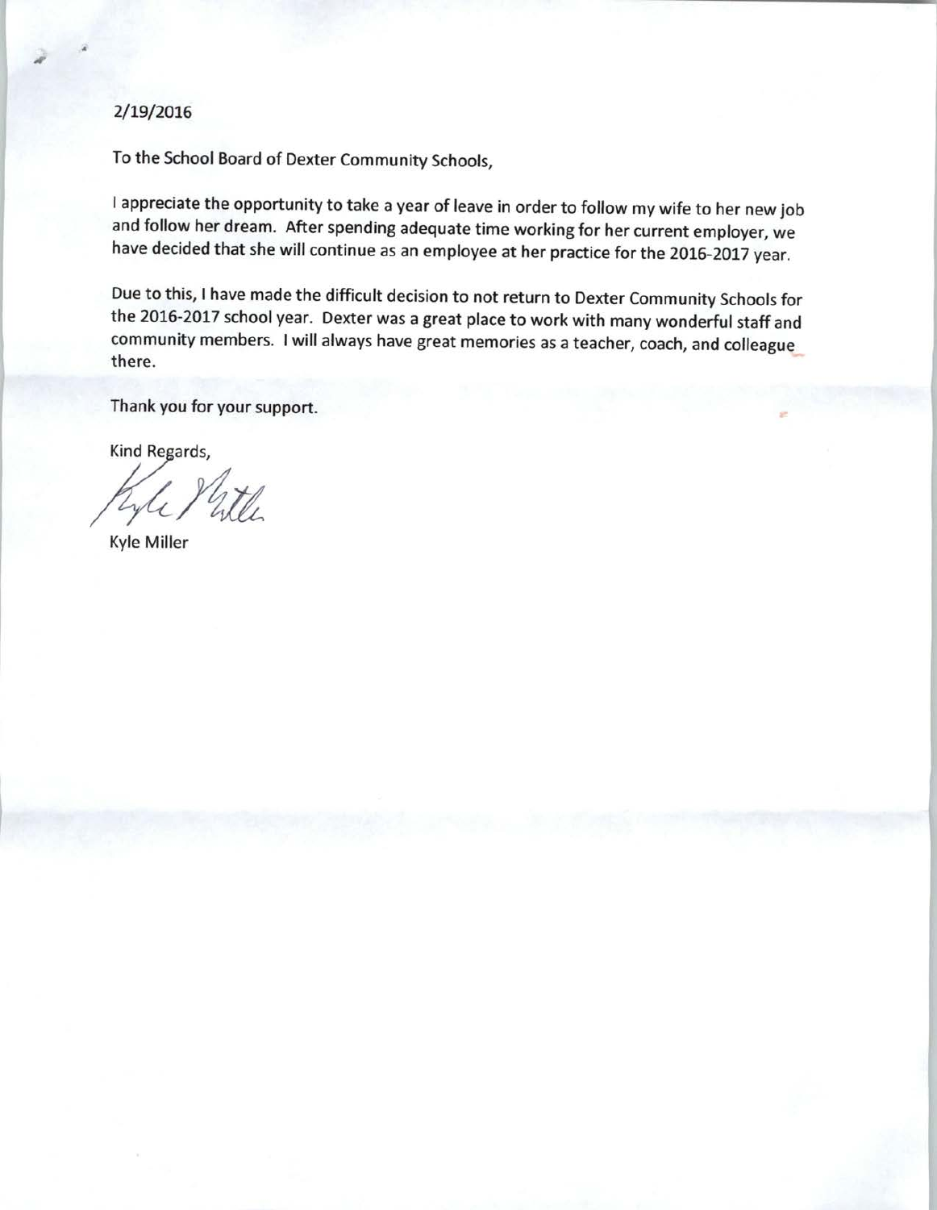2/19/2016

To the School Board of Dexter Community Schools,

I appreciate the opportunity to take a year of leave in order to follow my wife to her new job and follow her dream. After spending adequate time working for her current employer, we have decided that she will continue as an employee at her practice for the 2016-2017 year.

Due to this, I have made the difficult decision to not return to Dexter Community Schools for the 2016-2017 school year. Dexter was a great place to work with many wonderful staff and community members. I will always have great memories as a teacher, coach, and colleague there.

Thank you for your support.

Kind Regards,

Kyle Miller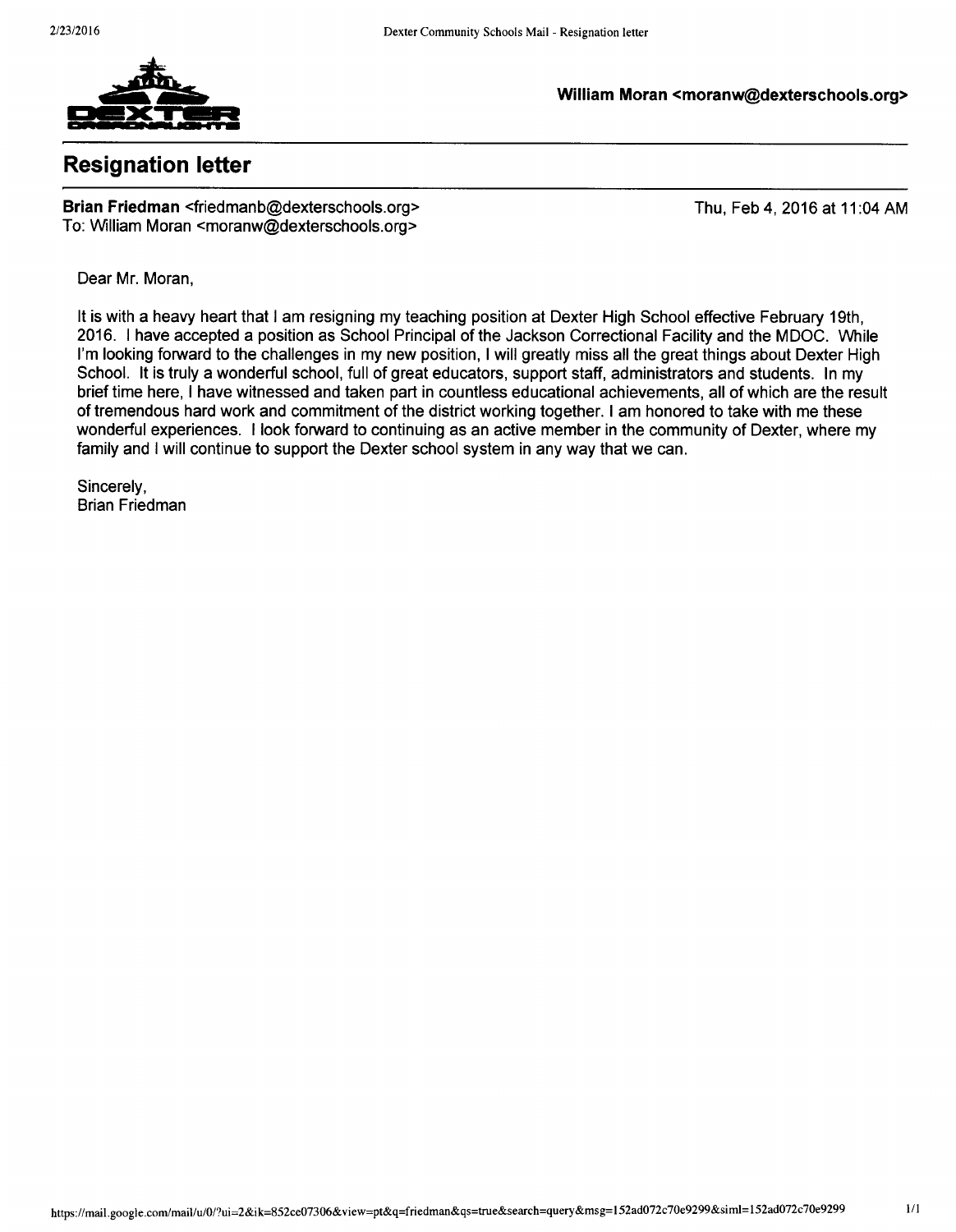William Moran <moranw@dexterschools.org>

## Resignation letter

**Brian Friedman** <friedmanb@dexterschools.org>
To: William Moran <moranw@dexterschools.org>

Thu, Feb 4, 2016 at 11:04 AM

Dear Mr. Moran,

It is with a heavy heart that I am resigning my teaching position at Dexter High School effective February 19th, 2016. I have accepted a position as School Principal of the Jackson Correctional Facility and the MDOC. While I'm looking forward to the challenges in my new position, I will greatly miss all the great things about Dexter High School. It is truly a wonderful school, full of great educators, support staff, administrators and students. In my brief time here, I have witnessed and taken part in countless educational achievements, all of which are the result of tremendous hard work and commitment of the district working together. I am honored to take with me these wonderful experiences. I look forward to continuing as an active member in the community of Dexter, where my family and I will continue to support the Dexter school system in any way that we can.

Sincerely,
Brian Friedman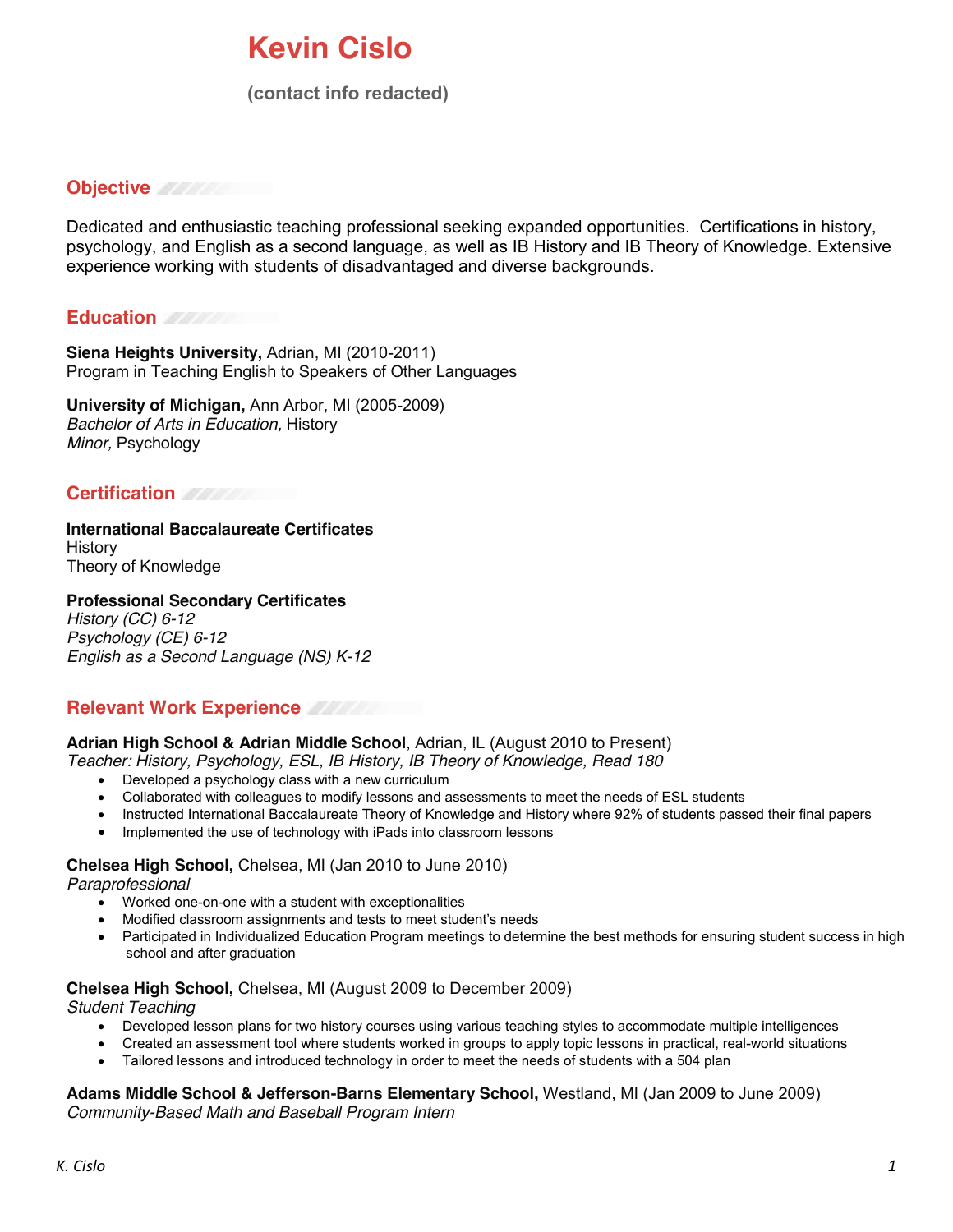# Kevin Cislo

**(contact info redacted)**

## Objective

Dedicated and enthusiastic teaching professional seeking expanded opportunities. Certifications in history, psychology, and English as a second language, as well as IB History and IB Theory of Knowledge. Extensive experience working with students of disadvantaged and diverse backgrounds.

## Education

**Siena Heights University,** Adrian, MI (2010-2011)
Program in Teaching English to Speakers of Other Languages

**University of Michigan,** Ann Arbor, MI (2005-2009)
*Bachelor of Arts in Education,* History
*Minor,* Psychology

## Certification

**International Baccalaureate Certificates**
History
Theory of Knowledge

**Professional Secondary Certificates**
*History (CC) 6-12*
*Psychology (CE) 6-12*
*English as a Second Language (NS) K-12*

## Relevant Work Experience

**Adrian High School & Adrian Middle School**, Adrian, IL (August 2010 to Present)
*Teacher: History, Psychology, ESL, IB History, IB Theory of Knowledge, Read 180*

- Developed a psychology class with a new curriculum
- Collaborated with colleagues to modify lessons and assessments to meet the needs of ESL students
- Instructed International Baccalaureate Theory of Knowledge and History where 92% of students passed their final papers
- Implemented the use of technology with iPads into classroom lessons

**Chelsea High School,** Chelsea, MI (Jan 2010 to June 2010)
*Paraprofessional*

- Worked one-on-one with a student with exceptionalities
- Modified classroom assignments and tests to meet student's needs
- Participated in Individualized Education Program meetings to determine the best methods for ensuring student success in high school and after graduation

**Chelsea High School,** Chelsea, MI (August 2009 to December 2009)
*Student Teaching*

- Developed lesson plans for two history courses using various teaching styles to accommodate multiple intelligences
- Created an assessment tool where students worked in groups to apply topic lessons in practical, real-world situations
- Tailored lessons and introduced technology in order to meet the needs of students with a 504 plan

**Adams Middle School & Jefferson-Barns Elementary School,** Westland, MI (Jan 2009 to June 2009)
*Community-Based Math and Baseball Program Intern*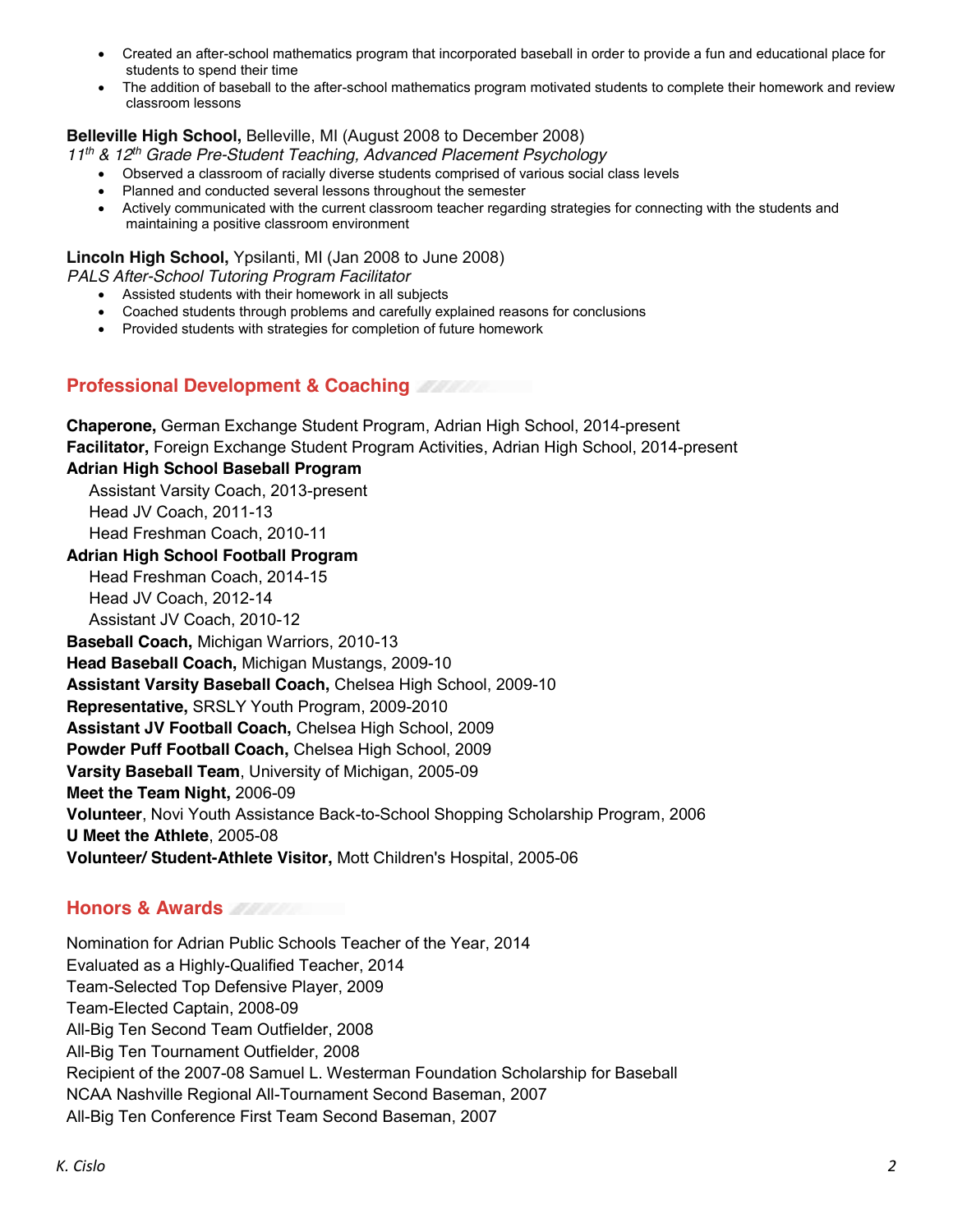- Created an after-school mathematics program that incorporated baseball in order to provide a fun and educational place for students to spend their time
- The addition of baseball to the after-school mathematics program motivated students to complete their homework and review classroom lessons

**Belleville High School,** Belleville, MI (August 2008 to December 2008)
*11th & 12th Grade Pre-Student Teaching, Advanced Placement Psychology*

- Observed a classroom of racially diverse students comprised of various social class levels
- Planned and conducted several lessons throughout the semester
- Actively communicated with the current classroom teacher regarding strategies for connecting with the students and maintaining a positive classroom environment

**Lincoln High School,** Ypsilanti, MI (Jan 2008 to June 2008)
*PALS After-School Tutoring Program Facilitator*

- Assisted students with their homework in all subjects
- Coached students through problems and carefully explained reasons for conclusions
- Provided students with strategies for completion of future homework

## Professional Development & Coaching

**Chaperone,** German Exchange Student Program, Adrian High School, 2014-present
**Facilitator,** Foreign Exchange Student Program Activities, Adrian High School, 2014-present
**Adrian High School Baseball Program**
Assistant Varsity Coach, 2013-present
Head JV Coach, 2011-13
Head Freshman Coach, 2010-11
**Adrian High School Football Program**
Head Freshman Coach, 2014-15
Head JV Coach, 2012-14
Assistant JV Coach, 2010-12
**Baseball Coach,** Michigan Warriors, 2010-13
**Head Baseball Coach,** Michigan Mustangs, 2009-10
**Assistant Varsity Baseball Coach,** Chelsea High School, 2009-10
**Representative,** SRSLY Youth Program, 2009-2010
**Assistant JV Football Coach,** Chelsea High School, 2009
**Powder Puff Football Coach,** Chelsea High School, 2009
**Varsity Baseball Team**, University of Michigan, 2005-09
**Meet the Team Night,** 2006-09
**Volunteer**, Novi Youth Assistance Back-to-School Shopping Scholarship Program, 2006
**U Meet the Athlete**, 2005-08
**Volunteer/ Student-Athlete Visitor,** Mott Children's Hospital, 2005-06

## Honors & Awards

Nomination for Adrian Public Schools Teacher of the Year, 2014
Evaluated as a Highly-Qualified Teacher, 2014
Team-Selected Top Defensive Player, 2009
Team-Elected Captain, 2008-09
All-Big Ten Second Team Outfielder, 2008
All-Big Ten Tournament Outfielder, 2008
Recipient of the 2007-08 Samuel L. Westerman Foundation Scholarship for Baseball
NCAA Nashville Regional All-Tournament Second Baseman, 2007
All-Big Ten Conference First Team Second Baseman, 2007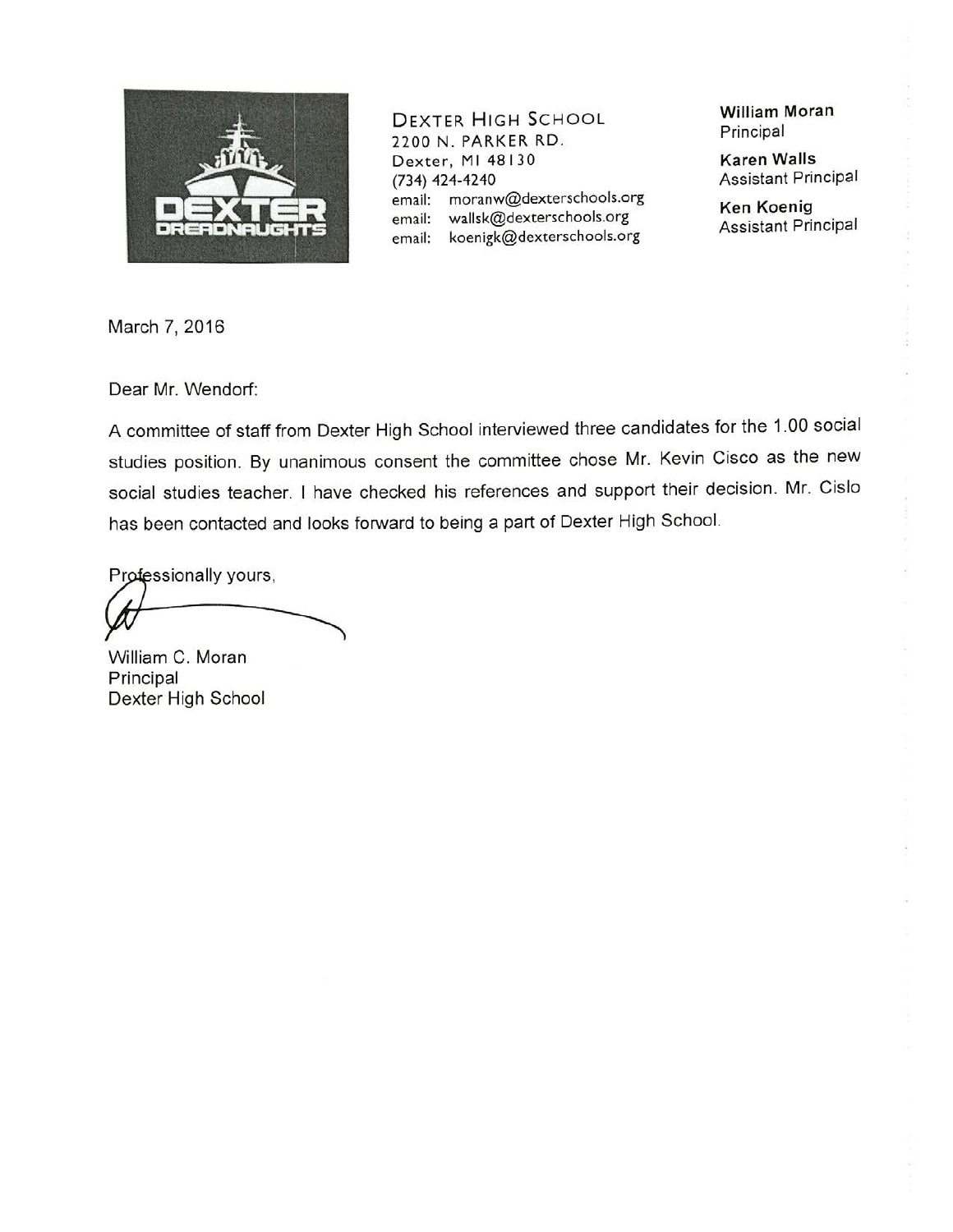DEXTER DREADNAUGHTS

DEXTER HIGH SCHOOL
2200 N. PARKER RD.
Dexter, MI 48130
(734) 424-4240
email: moranw@dexterschools.org
email: wallsk@dexterschools.org
email: koenigk@dexterschools.org

**William Moran**
Principal

**Karen Walls**
Assistant Principal

**Ken Koenig**
Assistant Principal

March 7, 2016

Dear Mr. Wendorf:

A committee of staff from Dexter High School interviewed three candidates for the 1.00 social studies position. By unanimous consent the committee chose Mr. Kevin Cisco as the new social studies teacher. I have checked his references and support their decision. Mr. Cislo has been contacted and looks forward to being a part of Dexter High School.

Professionally yours,

William C. Moran
Principal
Dexter High School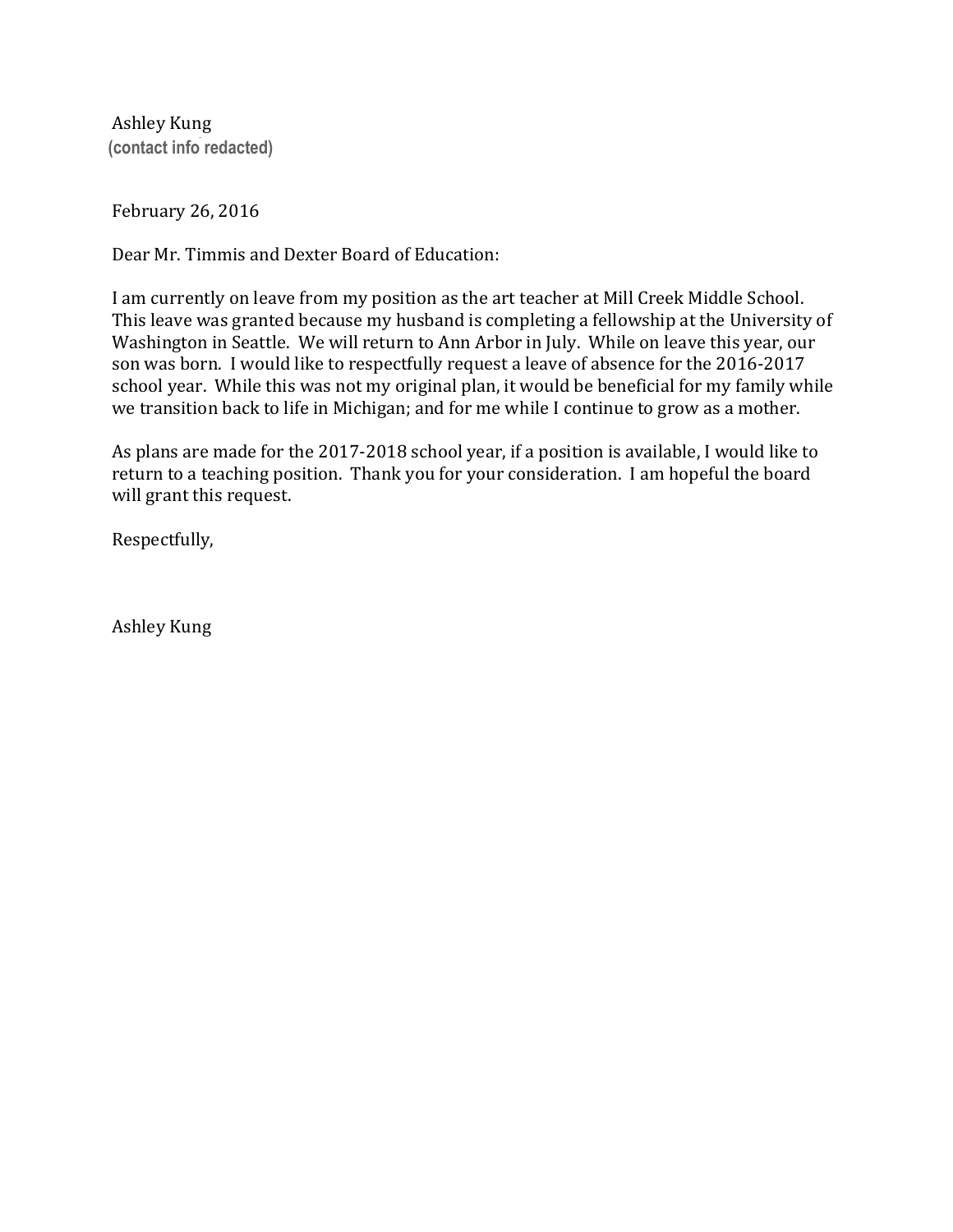Ashley Kung
**(contact info redacted)**

February 26, 2016

Dear Mr. Timmis and Dexter Board of Education:

I am currently on leave from my position as the art teacher at Mill Creek Middle School. This leave was granted because my husband is completing a fellowship at the University of Washington in Seattle. We will return to Ann Arbor in July. While on leave this year, our son was born. I would like to respectfully request a leave of absence for the 2016-2017 school year. While this was not my original plan, it would be beneficial for my family while we transition back to life in Michigan; and for me while I continue to grow as a mother.

As plans are made for the 2017-2018 school year, if a position is available, I would like to return to a teaching position. Thank you for your consideration. I am hopeful the board will grant this request.

Respectfully,

Ashley Kung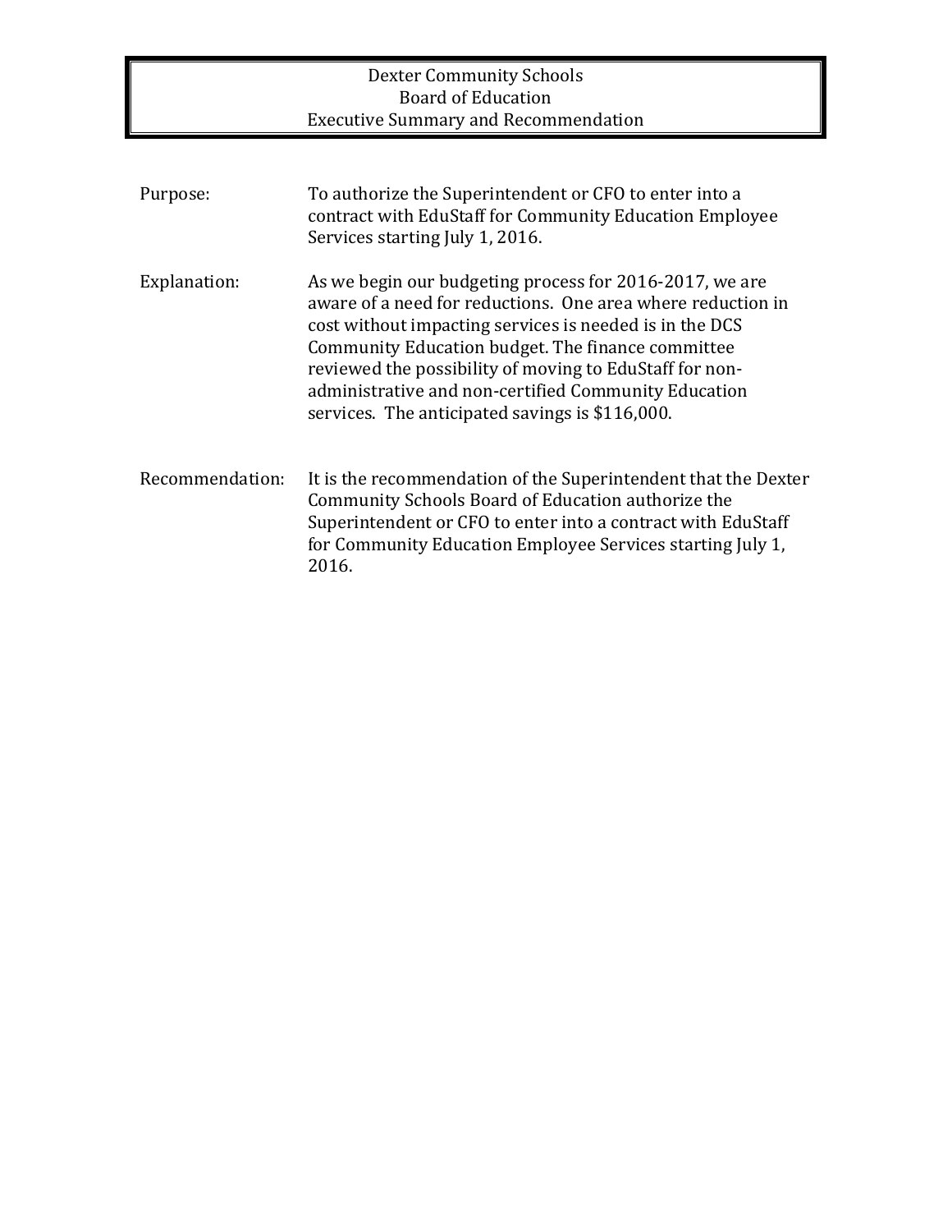# Dexter Community Schools
## Board of Education
## Executive Summary and Recommendation

**Purpose:** To authorize the Superintendent or CFO to enter into a contract with EduStaff for Community Education Employee Services starting July 1, 2016.

**Explanation:** As we begin our budgeting process for 2016-2017, we are aware of a need for reductions. One area where reduction in cost without impacting services is needed is in the DCS Community Education budget. The finance committee reviewed the possibility of moving to EduStaff for non-administrative and non-certified Community Education services. The anticipated savings is $116,000.

**Recommendation:** It is the recommendation of the Superintendent that the Dexter Community Schools Board of Education authorize the Superintendent or CFO to enter into a contract with EduStaff for Community Education Employee Services starting July 1, 2016.